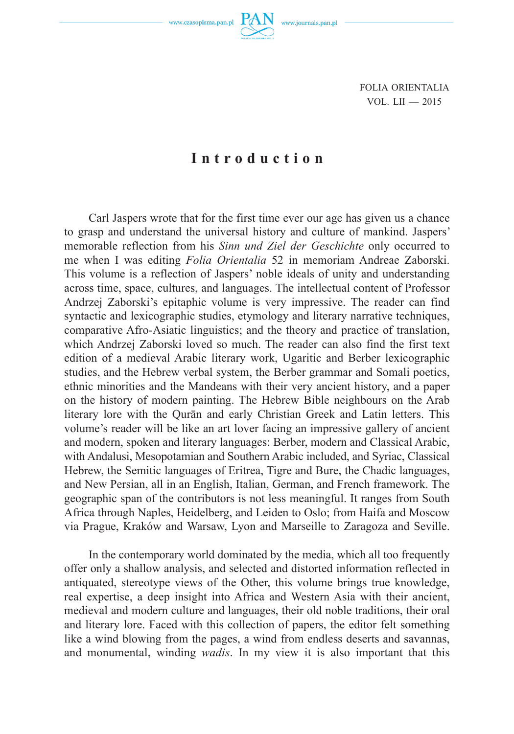# Introduction

Carl Jaspers wrote that for the first time ever our age has given us a chance to grasp and understand the universal history and culture of mankind. Jaspers' memorable reflection from his *Sinn und Ziel der Geschichte* only occurred to me when I was editing *Folia Orientalia* 52 in memoriam Andreae Zaborski. This volume is a reflection of Jaspers' noble ideals of unity and understanding across time, space, cultures, and languages. The intellectual content of Professor Andrzej Zaborski's epitaphic volume is very impressive. The reader can find syntactic and lexicographic studies, etymology and literary narrative techniques, comparative Afro-Asiatic linguistics; and the theory and practice of translation, which Andrzej Zaborski loved so much. The reader can also find the first text edition of a medieval Arabic literary work, Ugaritic and Berber lexicographic studies, and the Hebrew verbal system, the Berber grammar and Somali poetics, ethnic minorities and the Mandeans with their very ancient history, and a paper on the history of modern painting. The Hebrew Bible neighbours on the Arab literary lore with the Qurān and early Christian Greek and Latin letters. This volume's reader will be like an art lover facing an impressive gallery of ancient and modern, spoken and literary languages: Berber, modern and Classical Arabic, with Andalusi, Mesopotamian and Southern Arabic included, and Syriac, Classical Hebrew, the Semitic languages of Eritrea, Tigre and Bure, the Chadic languages, and New Persian, all in an English, Italian, German, and French framework. The geographic span of the contributors is not less meaningful. It ranges from South Africa through Naples, Heidelberg, and Leiden to Oslo; from Haifa and Moscow via Prague, Kraków and Warsaw, Lyon and Marseille to Zaragoza and Seville.

In the contemporary world dominated by the media, which all too frequently offer only a shallow analysis, and selected and distorted information reflected in antiquated, stereotype views of the Other, this volume brings true knowledge, real expertise, a deep insight into Africa and Western Asia with their ancient, medieval and modern culture and languages, their old noble traditions, their oral and literary lore. Faced with this collection of papers, the editor felt something like a wind blowing from the pages, a wind from endless deserts and savannas, and monumental, winding *wadis*. In my view it is also important that this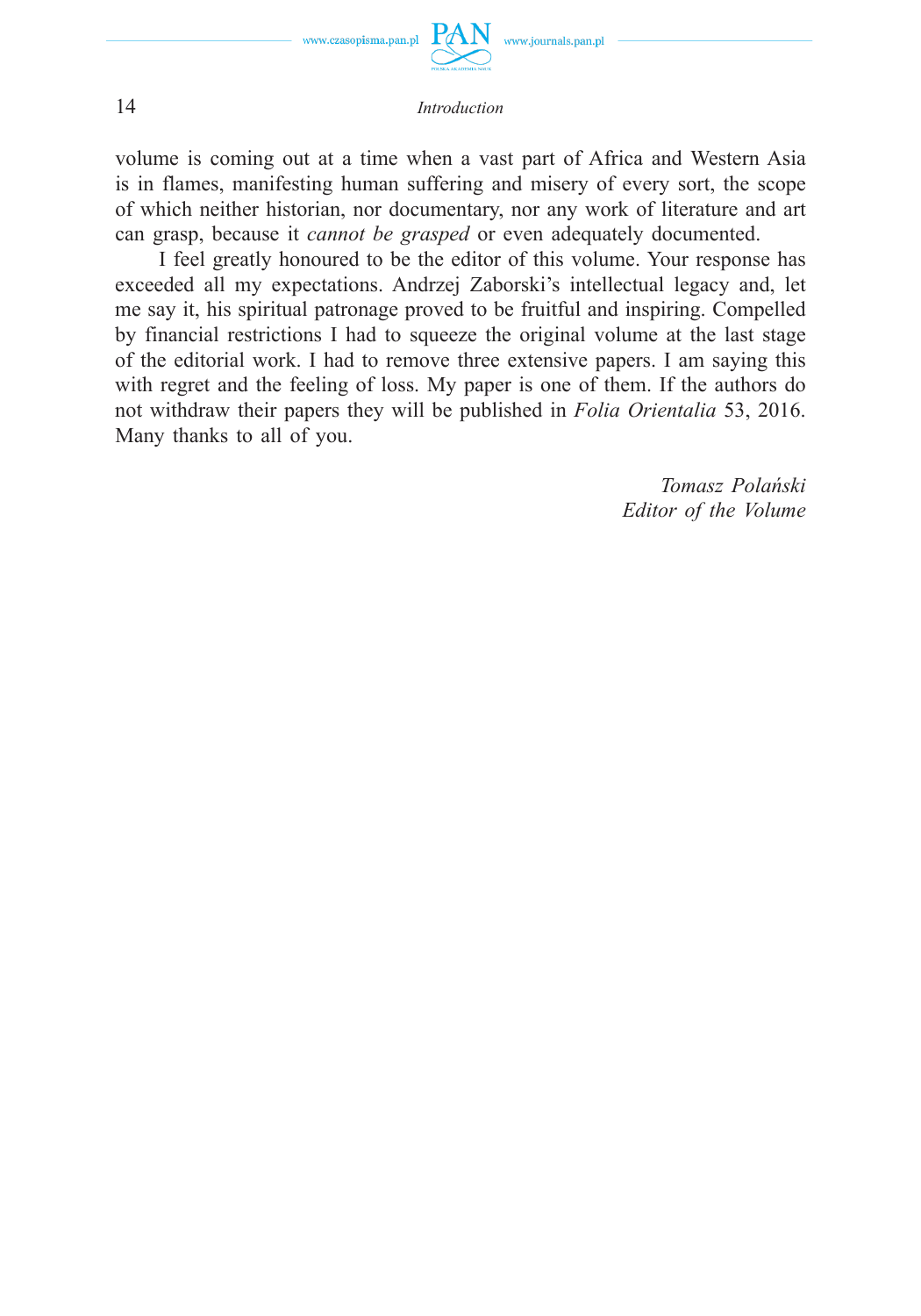volume is coming out at a time when a vast part of Africa and Western Asia is in flames, manifesting human suffering and misery of every sort, the scope of which neither historian, nor documentary, nor any work of literature and art can grasp, because it *cannot be grasped* or even adequately documented.

I feel greatly honoured to be the editor of this volume. Your response has exceeded all my expectations. Andrzej Zaborski's intellectual legacy and, let me say it, his spiritual patronage proved to be fruitful and inspiring. Compelled by financial restrictions I had to squeeze the original volume at the last stage of the editorial work. I had to remove three extensive papers. I am saying this with regret and the feeling of loss. My paper is one of them. If the authors do not withdraw their papers they will be published in *Folia Orientalia* 53, 2016. Many thanks to all of you.

*Tomasz Polański*
*Editor of the Volume*